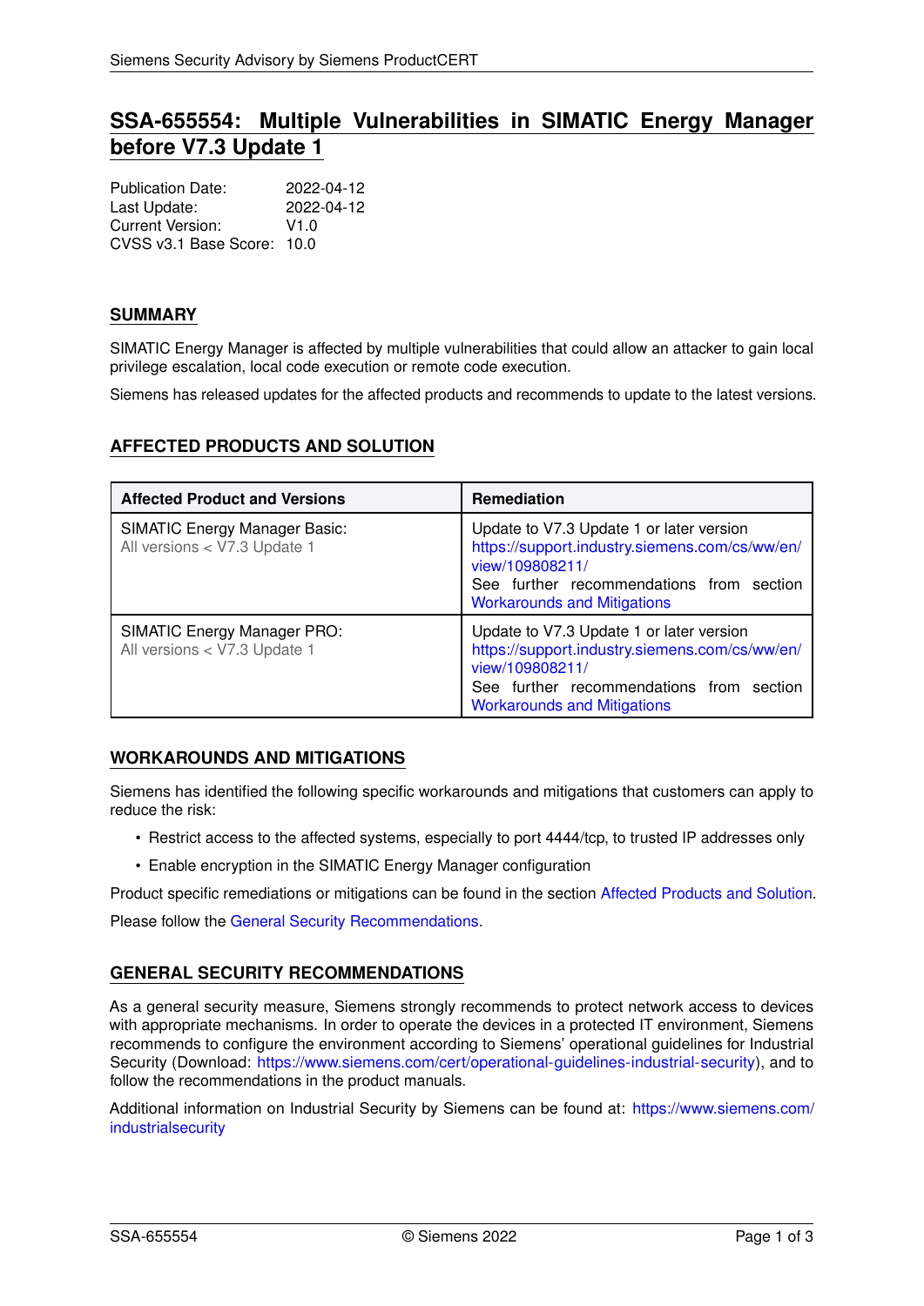# SSA-655554: Multiple Vulnerabilities in SIMATIC Energy Manager before V7.3 Update 1

Publication Date: 2022-04-12
Last Update: 2022-04-12
Current Version: V1.0
CVSS v3.1 Base Score: 10.0

## SUMMARY

SIMATIC Energy Manager is affected by multiple vulnerabilities that could allow an attacker to gain local privilege escalation, local code execution or remote code execution.

Siemens has released updates for the affected products and recommends to update to the latest versions.

## AFFECTED PRODUCTS AND SOLUTION

| Affected Product and Versions | Remediation |
| --- | --- |
| SIMATIC Energy Manager Basic: All versions < V7.3 Update 1 | Update to V7.3 Update 1 or later version https://support.industry.siemens.com/cs/ww/en/view/109808211/ See further recommendations from section Workarounds and Mitigations |
| SIMATIC Energy Manager PRO: All versions < V7.3 Update 1 | Update to V7.3 Update 1 or later version https://support.industry.siemens.com/cs/ww/en/view/109808211/ See further recommendations from section Workarounds and Mitigations |

## WORKAROUNDS AND MITIGATIONS

Siemens has identified the following specific workarounds and mitigations that customers can apply to reduce the risk:

- Restrict access to the affected systems, especially to port 4444/tcp, to trusted IP addresses only
- Enable encryption in the SIMATIC Energy Manager configuration

Product specific remediations or mitigations can be found in the section Affected Products and Solution.

Please follow the General Security Recommendations.

## GENERAL SECURITY RECOMMENDATIONS

As a general security measure, Siemens strongly recommends to protect network access to devices with appropriate mechanisms. In order to operate the devices in a protected IT environment, Siemens recommends to configure the environment according to Siemens' operational guidelines for Industrial Security (Download: https://www.siemens.com/cert/operational-guidelines-industrial-security), and to follow the recommendations in the product manuals.

Additional information on Industrial Security by Siemens can be found at: https://www.siemens.com/industrialsecurity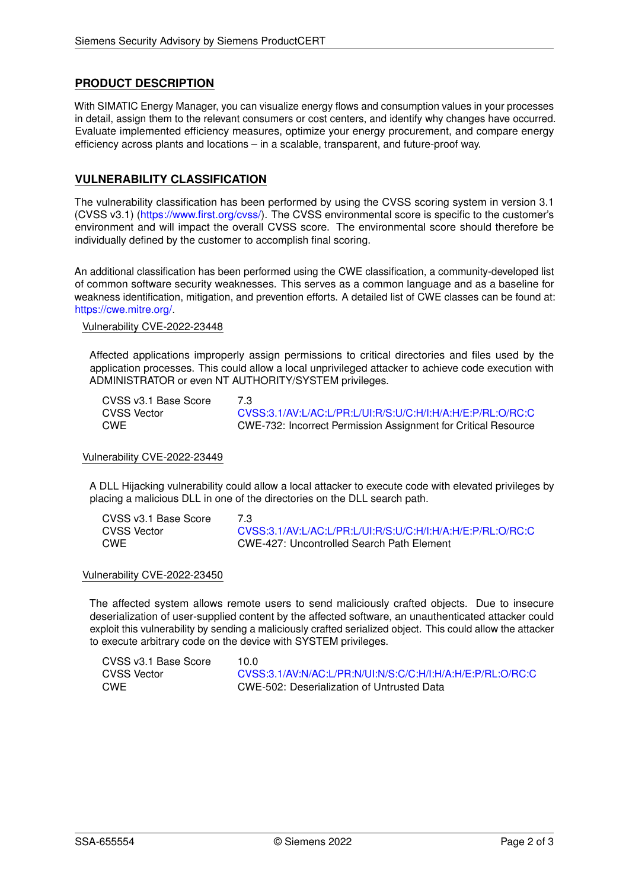## PRODUCT DESCRIPTION

With SIMATIC Energy Manager, you can visualize energy flows and consumption values in your processes in detail, assign them to the relevant consumers or cost centers, and identify why changes have occurred. Evaluate implemented efficiency measures, optimize your energy procurement, and compare energy efficiency across plants and locations – in a scalable, transparent, and future-proof way.

## VULNERABILITY CLASSIFICATION

The vulnerability classification has been performed by using the CVSS scoring system in version 3.1 (CVSS v3.1) (https://www.first.org/cvss/). The CVSS environmental score is specific to the customer's environment and will impact the overall CVSS score. The environmental score should therefore be individually defined by the customer to accomplish final scoring.

An additional classification has been performed using the CWE classification, a community-developed list of common software security weaknesses. This serves as a common language and as a baseline for weakness identification, mitigation, and prevention efforts. A detailed list of CWE classes can be found at: https://cwe.mitre.org/.

### Vulnerability CVE-2022-23448

Affected applications improperly assign permissions to critical directories and files used by the application processes. This could allow a local unprivileged attacker to achieve code execution with ADMINISTRATOR or even NT AUTHORITY/SYSTEM privileges.

| | |
|---|---|
| CVSS v3.1 Base Score | 7.3 |
| CVSS Vector | CVSS:3.1/AV:L/AC:L/PR:L/UI:R/S:U/C:H/I:H/A:H/E:P/RL:O/RC:C |
| CWE | CWE-732: Incorrect Permission Assignment for Critical Resource |

### Vulnerability CVE-2022-23449

A DLL Hijacking vulnerability could allow a local attacker to execute code with elevated privileges by placing a malicious DLL in one of the directories on the DLL search path.

| | |
|---|---|
| CVSS v3.1 Base Score | 7.3 |
| CVSS Vector | CVSS:3.1/AV:L/AC:L/PR:L/UI:R/S:U/C:H/I:H/A:H/E:P/RL:O/RC:C |
| CWE | CWE-427: Uncontrolled Search Path Element |

### Vulnerability CVE-2022-23450

The affected system allows remote users to send maliciously crafted objects. Due to insecure deserialization of user-supplied content by the affected software, an unauthenticated attacker could exploit this vulnerability by sending a maliciously crafted serialized object. This could allow the attacker to execute arbitrary code on the device with SYSTEM privileges.

| | |
|---|---|
| CVSS v3.1 Base Score | 10.0 |
| CVSS Vector | CVSS:3.1/AV:N/AC:L/PR:N/UI:N/S:C/C:H/I:H/A:H/E:P/RL:O/RC:C |
| CWE | CWE-502: Deserialization of Untrusted Data |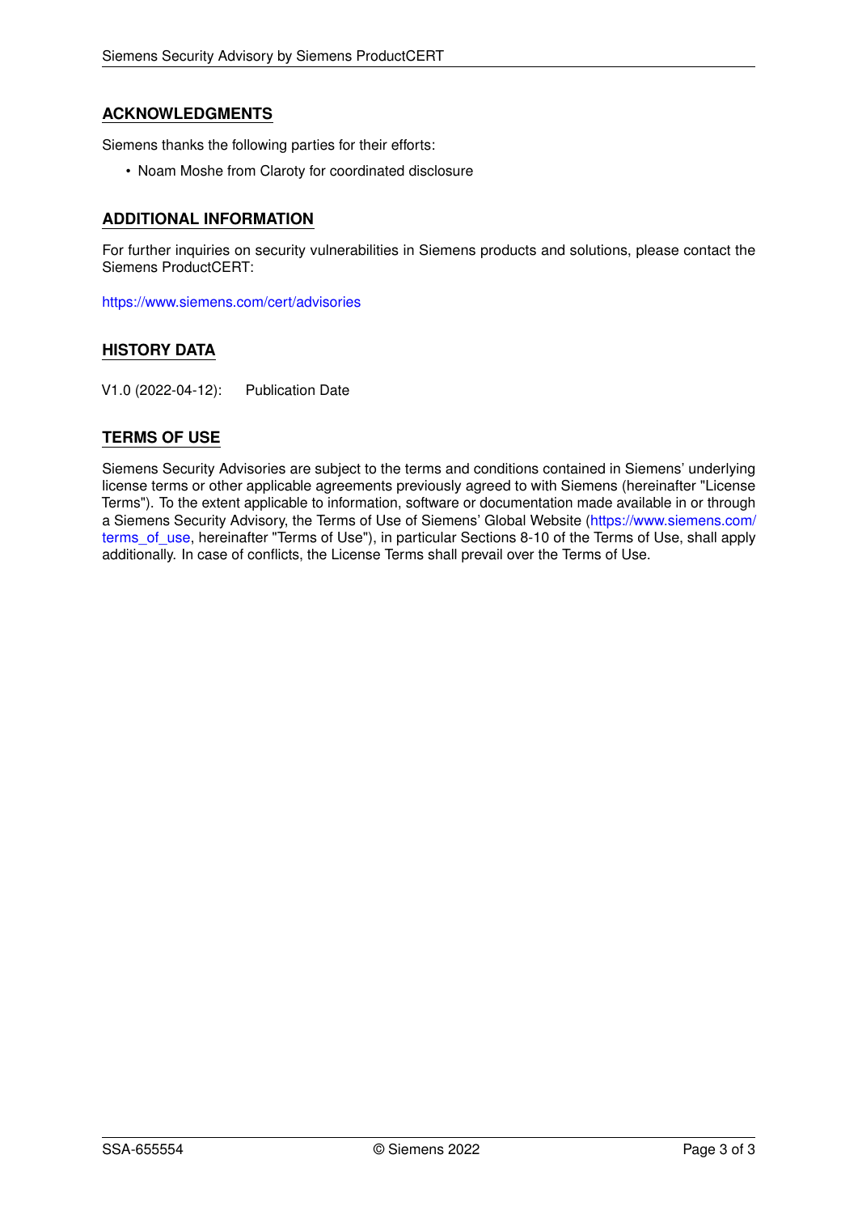## ACKNOWLEDGMENTS

Siemens thanks the following parties for their efforts:

- Noam Moshe from Claroty for coordinated disclosure

## ADDITIONAL INFORMATION

For further inquiries on security vulnerabilities in Siemens products and solutions, please contact the Siemens ProductCERT:

https://www.siemens.com/cert/advisories

## HISTORY DATA

V1.0 (2022-04-12): Publication Date

## TERMS OF USE

Siemens Security Advisories are subject to the terms and conditions contained in Siemens' underlying license terms or other applicable agreements previously agreed to with Siemens (hereinafter "License Terms"). To the extent applicable to information, software or documentation made available in or through a Siemens Security Advisory, the Terms of Use of Siemens' Global Website (https://www.siemens.com/terms_of_use, hereinafter "Terms of Use"), in particular Sections 8-10 of the Terms of Use, shall apply additionally. In case of conflicts, the License Terms shall prevail over the Terms of Use.